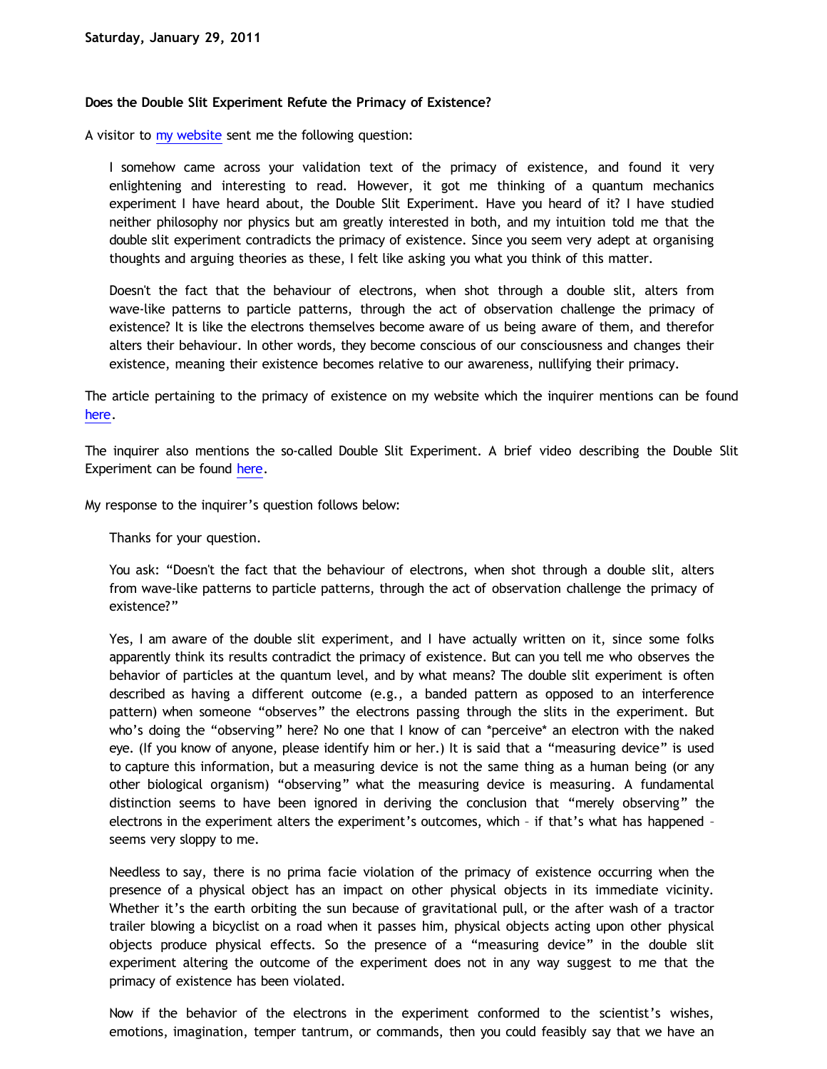**Saturday, January 29, 2011**

### Does the Double Slit Experiment Refute the Primacy of Existence?

A visitor to my website sent me the following question:

> I somehow came across your validation text of the primacy of existence, and found it very enlightening and interesting to read. However, it got me thinking of a quantum mechanics experiment I have heard about, the Double Slit Experiment. Have you heard of it? I have studied neither philosophy nor physics but am greatly interested in both, and my intuition told me that the double slit experiment contradicts the primacy of existence. Since you seem very adept at organising thoughts and arguing theories as these, I felt like asking you what you think of this matter.
>
> Doesn't the fact that the behaviour of electrons, when shot through a double slit, alters from wave-like patterns to particle patterns, through the act of observation challenge the primacy of existence? It is like the electrons themselves become aware of us being aware of them, and therefor alters their behaviour. In other words, they become conscious of our consciousness and changes their existence, meaning their existence becomes relative to our awareness, nullifying their primacy.

The article pertaining to the primacy of existence on my website which the inquirer mentions can be found here.

The inquirer also mentions the so-called Double Slit Experiment. A brief video describing the Double Slit Experiment can be found here.

My response to the inquirer's question follows below:

> Thanks for your question.
>
> You ask: "Doesn't the fact that the behaviour of electrons, when shot through a double slit, alters from wave-like patterns to particle patterns, through the act of observation challenge the primacy of existence?"
>
> Yes, I am aware of the double slit experiment, and I have actually written on it, since some folks apparently think its results contradict the primacy of existence. But can you tell me who observes the behavior of particles at the quantum level, and by what means? The double slit experiment is often described as having a different outcome (e.g., a banded pattern as opposed to an interference pattern) when someone "observes" the electrons passing through the slits in the experiment. But who's doing the "observing" here? No one that I know of can *perceive* an electron with the naked eye. (If you know of anyone, please identify him or her.) It is said that a "measuring device" is used to capture this information, but a measuring device is not the same thing as a human being (or any other biological organism) "observing" what the measuring device is measuring. A fundamental distinction seems to have been ignored in deriving the conclusion that "merely observing" the electrons in the experiment alters the experiment's outcomes, which – if that's what has happened – seems very sloppy to me.
>
> Needless to say, there is no prima facie violation of the primacy of existence occurring when the presence of a physical object has an impact on other physical objects in its immediate vicinity. Whether it's the earth orbiting the sun because of gravitational pull, or the after wash of a tractor trailer blowing a bicyclist on a road when it passes him, physical objects acting upon other physical objects produce physical effects. So the presence of a "measuring device" in the double slit experiment altering the outcome of the experiment does not in any way suggest to me that the primacy of existence has been violated.
>
> Now if the behavior of the electrons in the experiment conformed to the scientist's wishes, emotions, imagination, temper tantrum, or commands, then you could feasibly say that we have an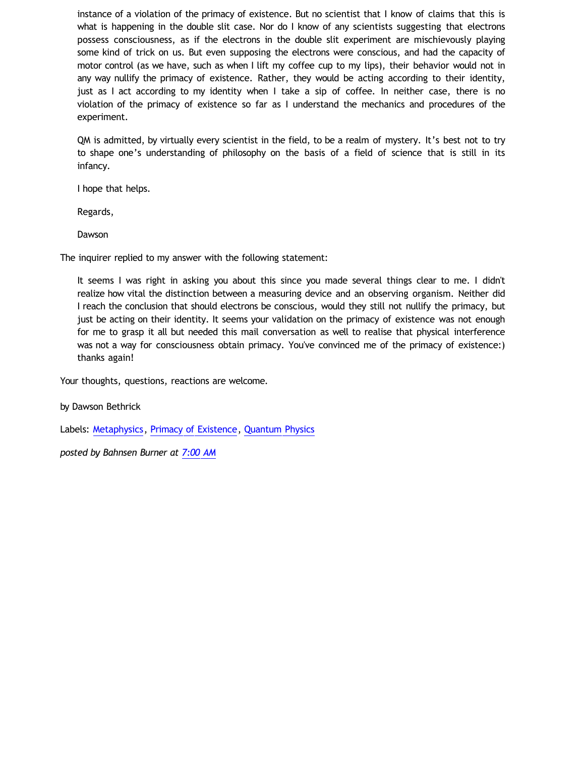> instance of a violation of the primacy of existence. But no scientist that I know of claims that this is what is happening in the double slit case. Nor do I know of any scientists suggesting that electrons possess consciousness, as if the electrons in the double slit experiment are mischievously playing some kind of trick on us. But even supposing the electrons were conscious, and had the capacity of motor control (as we have, such as when I lift my coffee cup to my lips), their behavior would not in any way nullify the primacy of existence. Rather, they would be acting according to their identity, just as I act according to my identity when I take a sip of coffee. In neither case, there is no violation of the primacy of existence so far as I understand the mechanics and procedures of the experiment.
>
> QM is admitted, by virtually every scientist in the field, to be a realm of mystery. It's best not to try to shape one's understanding of philosophy on the basis of a field of science that is still in its infancy.
>
> I hope that helps.
>
> Regards,
>
> Dawson

The inquirer replied to my answer with the following statement:

> It seems I was right in asking you about this since you made several things clear to me. I didn't realize how vital the distinction between a measuring device and an observing organism. Neither did I reach the conclusion that should electrons be conscious, would they still not nullify the primacy, but just be acting on their identity. It seems your validation on the primacy of existence was not enough for me to grasp it all but needed this mail conversation as well to realise that physical interference was not a way for consciousness obtain primacy. You've convinced me of the primacy of existence:) thanks again!

Your thoughts, questions, reactions are welcome.

by Dawson Bethrick

Labels: Metaphysics, Primacy of Existence, Quantum Physics

*posted by Bahnsen Burner at 7:00 AM*